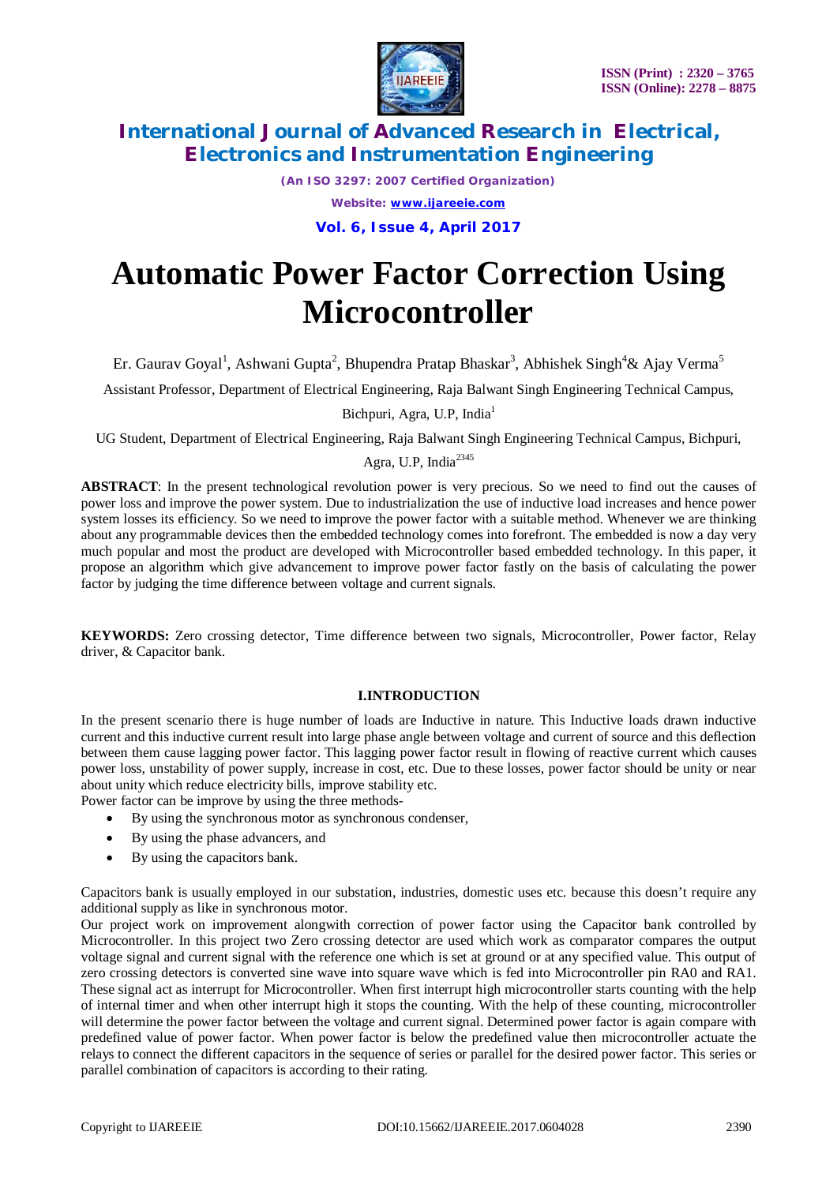# Automatic Power Factor Correction Using Microcontroller

Er. Gaurav Goyal[1], Ashwani Gupta[2], Bhupendra Pratap Bhaskar[3], Abhishek Singh[4]& Ajay Verma[5]

Assistant Professor, Department of Electrical Engineering, Raja Balwant Singh Engineering Technical Campus, Bichpuri, Agra, U.P, India[1]

UG Student, Department of Electrical Engineering, Raja Balwant Singh Engineering Technical Campus, Bichpuri, Agra, U.P, India[2345]

**ABSTRACT**: In the present technological revolution power is very precious. So we need to find out the causes of power loss and improve the power system. Due to industrialization the use of inductive load increases and hence power system losses its efficiency. So we need to improve the power factor with a suitable method. Whenever we are thinking about any programmable devices then the embedded technology comes into forefront. The embedded is now a day very much popular and most the product are developed with Microcontroller based embedded technology. In this paper, it propose an algorithm which give advancement to improve power factor fastly on the basis of calculating the power factor by judging the time difference between voltage and current signals.

**KEYWORDS:** Zero crossing detector, Time difference between two signals, Microcontroller, Power factor, Relay driver, & Capacitor bank.

## I.INTRODUCTION

In the present scenario there is huge number of loads are Inductive in nature. This Inductive loads drawn inductive current and this inductive current result into large phase angle between voltage and current of source and this deflection between them cause lagging power factor. This lagging power factor result in flowing of reactive current which causes power loss, unstability of power supply, increase in cost, etc. Due to these losses, power factor should be unity or near about unity which reduce electricity bills, improve stability etc.

Power factor can be improve by using the three methods-

- By using the synchronous motor as synchronous condenser,
- By using the phase advancers, and
- By using the capacitors bank.

Capacitors bank is usually employed in our substation, industries, domestic uses etc. because this doesn't require any additional supply as like in synchronous motor.

Our project work on improvement alongwith correction of power factor using the Capacitor bank controlled by Microcontroller. In this project two Zero crossing detector are used which work as comparator compares the output voltage signal and current signal with the reference one which is set at ground or at any specified value. This output of zero crossing detectors is converted sine wave into square wave which is fed into Microcontroller pin RA0 and RA1. These signal act as interrupt for Microcontroller. When first interrupt high microcontroller starts counting with the help of internal timer and when other interrupt high it stops the counting. With the help of these counting, microcontroller will determine the power factor between the voltage and current signal. Determined power factor is again compare with predefined value of power factor. When power factor is below the predefined value then microcontroller actuate the relays to connect the different capacitors in the sequence of series or parallel for the desired power factor. This series or parallel combination of capacitors is according to their rating.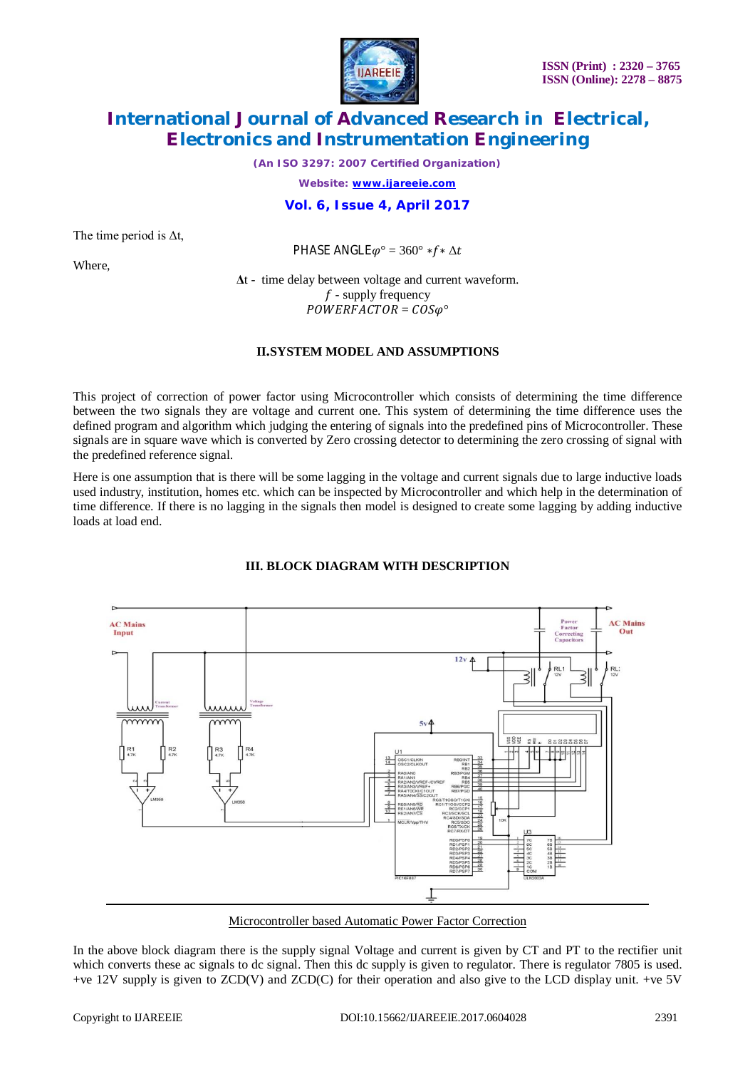The time period is Δt,

$$\text{PHASE ANGLE}\varphi° = 360° * f * \Delta t$$

Where,

Δt - time delay between voltage and current waveform.

$f$ - supply frequency

$$POWERFACTOR = COS\varphi°$$

## II.SYSTEM MODEL AND ASSUMPTIONS

This project of correction of power factor using Microcontroller which consists of determining the time difference between the two signals they are voltage and current one. This system of determining the time difference uses the defined program and algorithm which judging the entering of signals into the predefined pins of Microcontroller. These signals are in square wave which is converted by Zero crossing detector to determining the zero crossing of signal with the predefined reference signal.

Here is one assumption that is there will be some lagging in the voltage and current signals due to large inductive loads used industry, institution, homes etc. which can be inspected by Microcontroller and which help in the determination of time difference. If there is no lagging in the signals then model is designed to create some lagging by adding inductive loads at load end.

## III. BLOCK DIAGRAM WITH DESCRIPTION

Microcontroller based Automatic Power Factor Correction

In the above block diagram there is the supply signal Voltage and current is given by CT and PT to the rectifier unit which converts these ac signals to dc signal. Then this dc supply is given to regulator. There is regulator 7805 is used. +ve 12V supply is given to ZCD(V) and ZCD(C) for their operation and also give to the LCD display unit. +ve 5V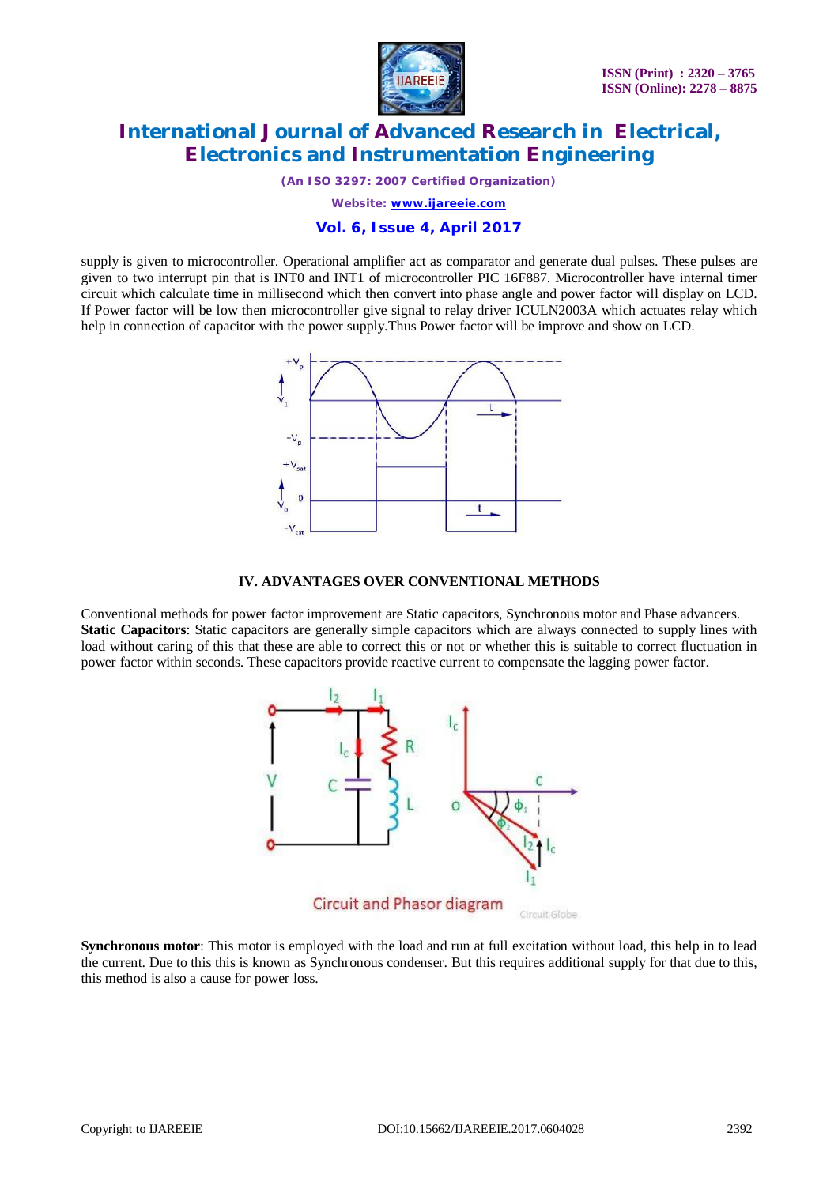supply is given to microcontroller. Operational amplifier act as comparator and generate dual pulses. These pulses are given to two interrupt pin that is INT0 and INT1 of microcontroller PIC 16F887. Microcontroller have internal timer circuit which calculate time in millisecond which then convert into phase angle and power factor will display on LCD. If Power factor will be low then microcontroller give signal to relay driver ICULN2003A which actuates relay which help in connection of capacitor with the power supply.Thus Power factor will be improve and show on LCD.

## IV. ADVANTAGES OVER CONVENTIONAL METHODS

Conventional methods for power factor improvement are Static capacitors, Synchronous motor and Phase advancers.
**Static Capacitors**: Static capacitors are generally simple capacitors which are always connected to supply lines with load without caring of this that these are able to correct this or not or whether this is suitable to correct fluctuation in power factor within seconds. These capacitors provide reactive current to compensate the lagging power factor.

Circuit and Phasor diagram

**Synchronous motor**: This motor is employed with the load and run at full excitation without load, this help in to lead the current. Due to this this is known as Synchronous condenser. But this requires additional supply for that due to this, this method is also a cause for power loss.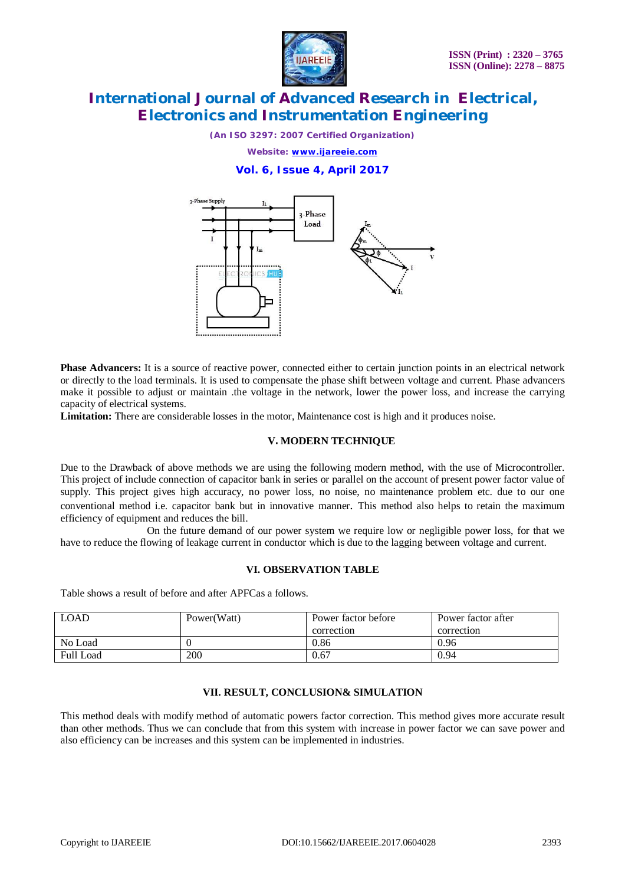**Phase Advancers:** It is a source of reactive power, connected either to certain junction points in an electrical network or directly to the load terminals. It is used to compensate the phase shift between voltage and current. Phase advancers make it possible to adjust or maintain .the voltage in the network, lower the power loss, and increase the carrying capacity of electrical systems.

**Limitation:** There are considerable losses in the motor, Maintenance cost is high and it produces noise.

## V. MODERN TECHNIQUE

Due to the Drawback of above methods we are using the following modern method, with the use of Microcontroller. This project of include connection of capacitor bank in series or parallel on the account of present power factor value of supply. This project gives high accuracy, no power loss, no noise, no maintenance problem etc. due to our one conventional method i.e. capacitor bank but in innovative manner. This method also helps to retain the maximum efficiency of equipment and reduces the bill.

On the future demand of our power system we require low or negligible power loss, for that we have to reduce the flowing of leakage current in conductor which is due to the lagging between voltage and current.

## VI. OBSERVATION TABLE

Table shows a result of before and after APFCas a follows.

| LOAD | Power(Watt) | Power factor before correction | Power factor after correction |
|---|---|---|---|
| No Load | 0 | 0.86 | 0.96 |
| Full Load | 200 | 0.67 | 0.94 |

## VII. RESULT, CONCLUSION& SIMULATION

This method deals with modify method of automatic powers factor correction. This method gives more accurate result than other methods. Thus we can conclude that from this system with increase in power factor we can save power and also efficiency can be increases and this system can be implemented in industries.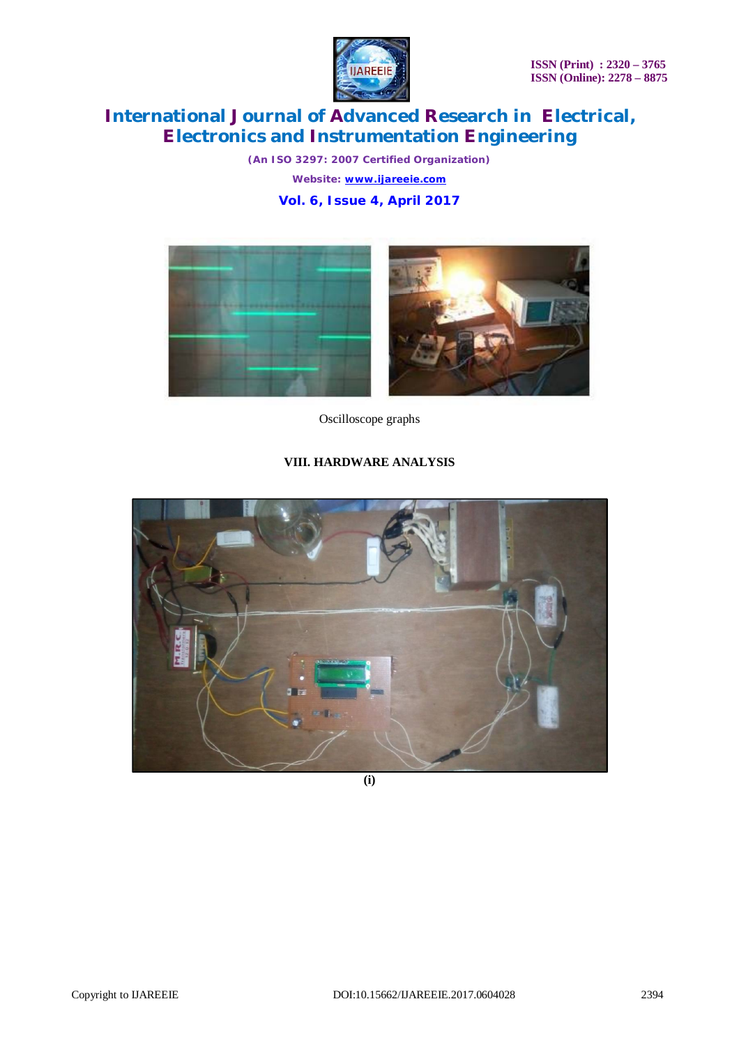Oscilloscope graphs

## VIII. HARDWARE ANALYSIS

**(i)**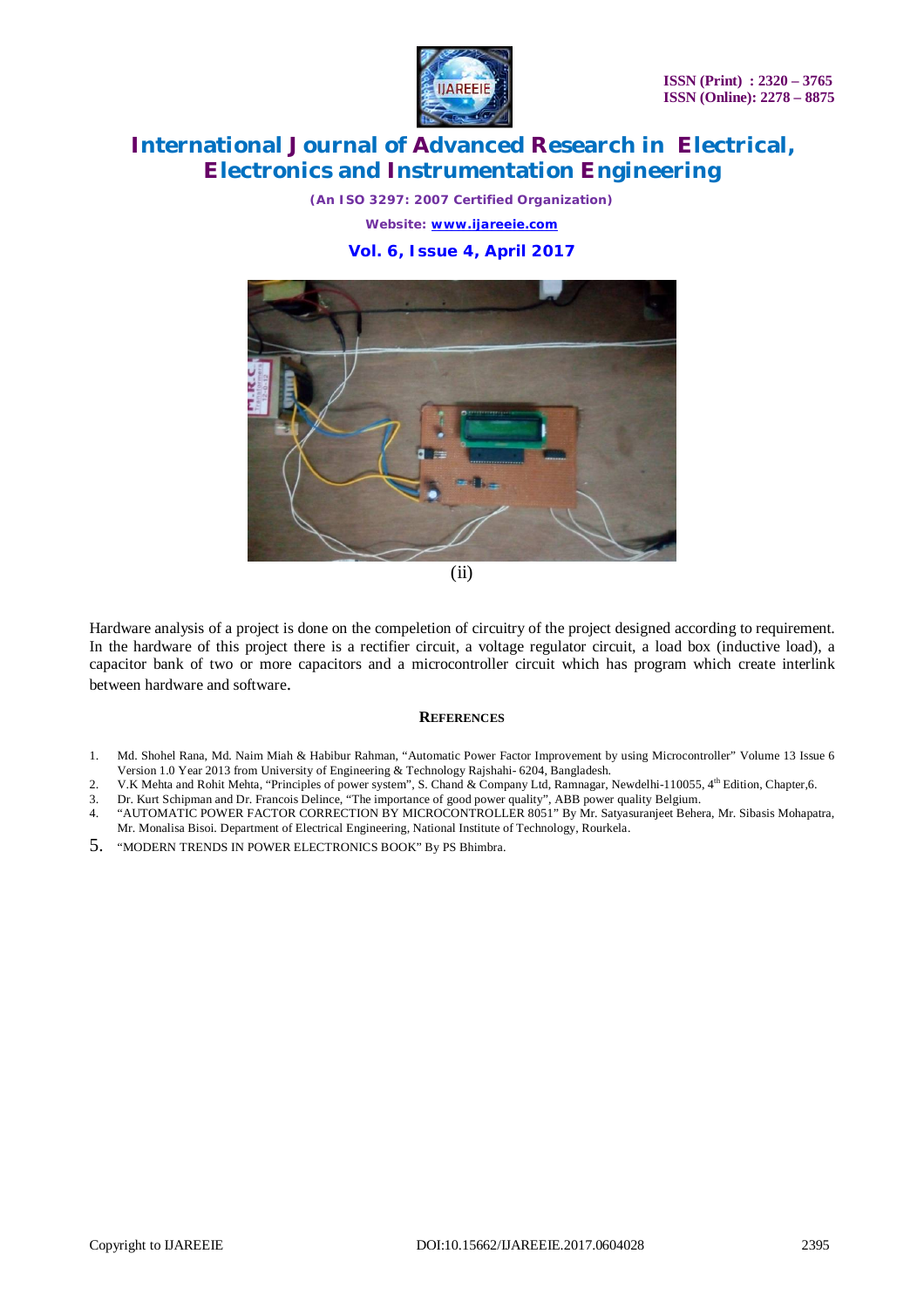(ii)

Hardware analysis of a project is done on the compeletion of circuitry of the project designed according to requirement. In the hardware of this project there is a rectifier circuit, a voltage regulator circuit, a load box (inductive load), a capacitor bank of two or more capacitors and a microcontroller circuit which has program which create interlink between hardware and software.

## REFERENCES

1. Md. Shohel Rana, Md. Naim Miah & Habibur Rahman, "Automatic Power Factor Improvement by using Microcontroller" Volume 13 Issue 6 Version 1.0 Year 2013 from University of Engineering & Technology Rajshahi- 6204, Bangladesh.
2. V.K Mehta and Rohit Mehta, "Principles of power system", S. Chand & Company Ltd, Ramnagar, Newdelhi-110055, 4th Edition, Chapter,6.
3. Dr. Kurt Schipman and Dr. Francois Delince, "The importance of good power quality", ABB power quality Belgium.
4. "AUTOMATIC POWER FACTOR CORRECTION BY MICROCONTROLLER 8051" By Mr. Satyasuranjeet Behera, Mr. Sibasis Mohapatra, Mr. Monalisa Bisoi. Department of Electrical Engineering, National Institute of Technology, Rourkela.
5. "MODERN TRENDS IN POWER ELECTRONICS BOOK" By PS Bhimbra.